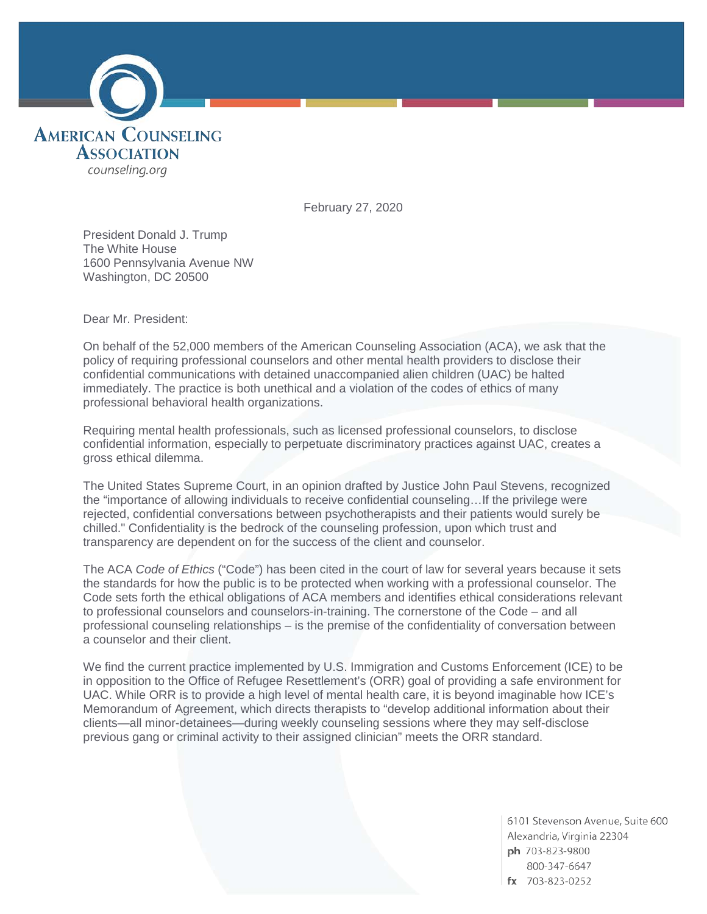**AMERICAN COUNSELING ASSOCIATION**
counseling.org

February 27, 2020

President Donald J. Trump
The White House
1600 Pennsylvania Avenue NW
Washington, DC 20500

Dear Mr. President:

On behalf of the 52,000 members of the American Counseling Association (ACA), we ask that the policy of requiring professional counselors and other mental health providers to disclose their confidential communications with detained unaccompanied alien children (UAC) be halted immediately. The practice is both unethical and a violation of the codes of ethics of many professional behavioral health organizations.

Requiring mental health professionals, such as licensed professional counselors, to disclose confidential information, especially to perpetuate discriminatory practices against UAC, creates a gross ethical dilemma.

The United States Supreme Court, in an opinion drafted by Justice John Paul Stevens, recognized the "importance of allowing individuals to receive confidential counseling…If the privilege were rejected, confidential conversations between psychotherapists and their patients would surely be chilled." Confidentiality is the bedrock of the counseling profession, upon which trust and transparency are dependent on for the success of the client and counselor.

The ACA *Code of Ethics* ("Code") has been cited in the court of law for several years because it sets the standards for how the public is to be protected when working with a professional counselor. The Code sets forth the ethical obligations of ACA members and identifies ethical considerations relevant to professional counselors and counselors-in-training. The cornerstone of the Code – and all professional counseling relationships – is the premise of the confidentiality of conversation between a counselor and their client.

We find the current practice implemented by U.S. Immigration and Customs Enforcement (ICE) to be in opposition to the Office of Refugee Resettlement's (ORR) goal of providing a safe environment for UAC. While ORR is to provide a high level of mental health care, it is beyond imaginable how ICE's Memorandum of Agreement, which directs therapists to "develop additional information about their clients—all minor-detainees—during weekly counseling sessions where they may self-disclose previous gang or criminal activity to their assigned clinician" meets the ORR standard.

6101 Stevenson Avenue, Suite 600
Alexandria, Virginia 22304
**ph** 703-823-9800
800-347-6647
**fx** 703-823-0252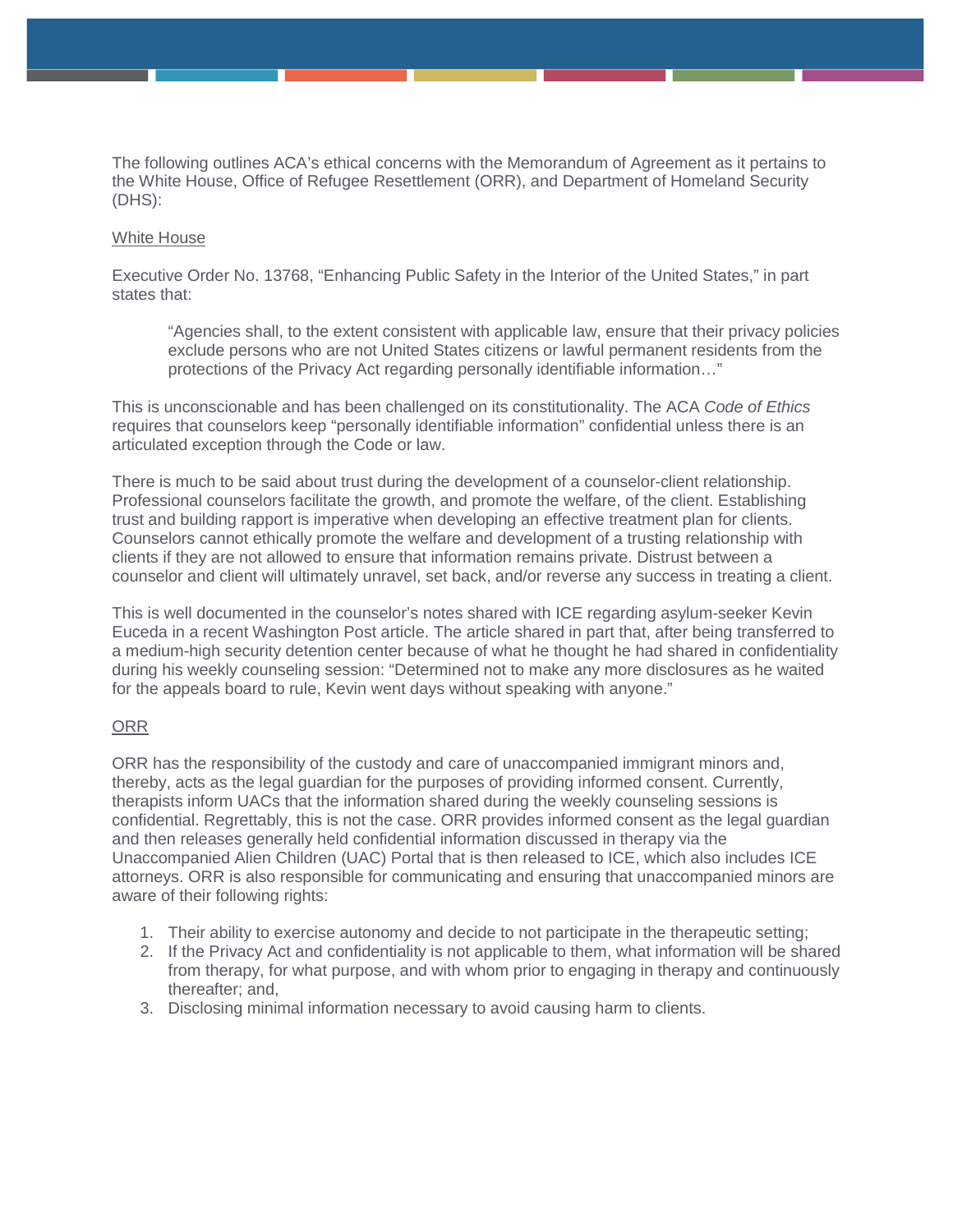The following outlines ACA's ethical concerns with the Memorandum of Agreement as it pertains to the White House, Office of Refugee Resettlement (ORR), and Department of Homeland Security (DHS):

<u>White House</u>

Executive Order No. 13768, "Enhancing Public Safety in the Interior of the United States," in part states that:

> "Agencies shall, to the extent consistent with applicable law, ensure that their privacy policies exclude persons who are not United States citizens or lawful permanent residents from the protections of the Privacy Act regarding personally identifiable information…"

This is unconscionable and has been challenged on its constitutionality. The ACA *Code of Ethics* requires that counselors keep "personally identifiable information" confidential unless there is an articulated exception through the Code or law.

There is much to be said about trust during the development of a counselor-client relationship. Professional counselors facilitate the growth, and promote the welfare, of the client. Establishing trust and building rapport is imperative when developing an effective treatment plan for clients. Counselors cannot ethically promote the welfare and development of a trusting relationship with clients if they are not allowed to ensure that information remains private. Distrust between a counselor and client will ultimately unravel, set back, and/or reverse any success in treating a client.

This is well documented in the counselor's notes shared with ICE regarding asylum-seeker Kevin Euceda in a recent Washington Post article. The article shared in part that, after being transferred to a medium-high security detention center because of what he thought he had shared in confidentiality during his weekly counseling session: "Determined not to make any more disclosures as he waited for the appeals board to rule, Kevin went days without speaking with anyone."

<u>ORR</u>

ORR has the responsibility of the custody and care of unaccompanied immigrant minors and, thereby, acts as the legal guardian for the purposes of providing informed consent. Currently, therapists inform UACs that the information shared during the weekly counseling sessions is confidential. Regrettably, this is not the case. ORR provides informed consent as the legal guardian and then releases generally held confidential information discussed in therapy via the Unaccompanied Alien Children (UAC) Portal that is then released to ICE, which also includes ICE attorneys. ORR is also responsible for communicating and ensuring that unaccompanied minors are aware of their following rights:

1. Their ability to exercise autonomy and decide to not participate in the therapeutic setting;
2. If the Privacy Act and confidentiality is not applicable to them, what information will be shared from therapy, for what purpose, and with whom prior to engaging in therapy and continuously thereafter; and,
3. Disclosing minimal information necessary to avoid causing harm to clients.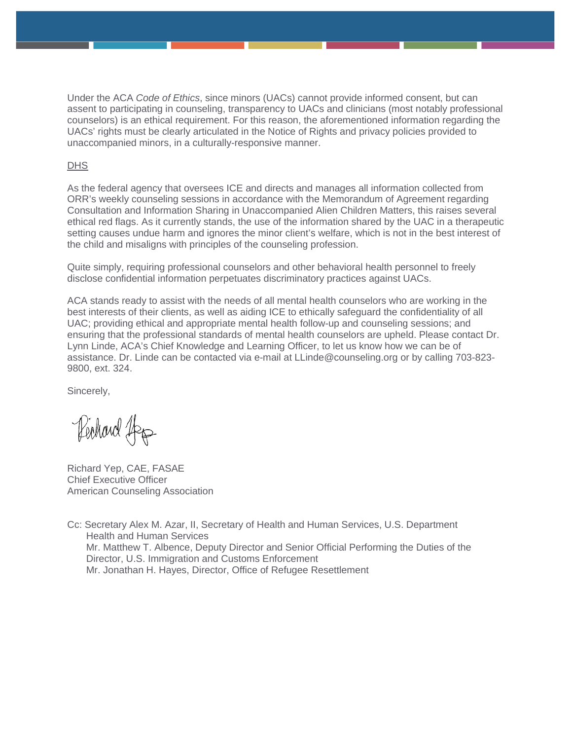Under the ACA *Code of Ethics*, since minors (UACs) cannot provide informed consent, but can assent to participating in counseling, transparency to UACs and clinicians (most notably professional counselors) is an ethical requirement. For this reason, the aforementioned information regarding the UACs' rights must be clearly articulated in the Notice of Rights and privacy policies provided to unaccompanied minors, in a culturally-responsive manner.

<u>DHS</u>

As the federal agency that oversees ICE and directs and manages all information collected from ORR's weekly counseling sessions in accordance with the Memorandum of Agreement regarding Consultation and Information Sharing in Unaccompanied Alien Children Matters, this raises several ethical red flags. As it currently stands, the use of the information shared by the UAC in a therapeutic setting causes undue harm and ignores the minor client's welfare, which is not in the best interest of the child and misaligns with principles of the counseling profession.

Quite simply, requiring professional counselors and other behavioral health personnel to freely disclose confidential information perpetuates discriminatory practices against UACs.

ACA stands ready to assist with the needs of all mental health counselors who are working in the best interests of their clients, as well as aiding ICE to ethically safeguard the confidentiality of all UAC; providing ethical and appropriate mental health follow-up and counseling sessions; and ensuring that the professional standards of mental health counselors are upheld. Please contact Dr. Lynn Linde, ACA's Chief Knowledge and Learning Officer, to let us know how we can be of assistance. Dr. Linde can be contacted via e-mail at LLinde@counseling.org or by calling 703-823-9800, ext. 324.

Sincerely,

Richard Yep, CAE, FASAE
Chief Executive Officer
American Counseling Association

Cc: Secretary Alex M. Azar, II, Secretary of Health and Human Services, U.S. Department Health and Human Services
Mr. Matthew T. Albence, Deputy Director and Senior Official Performing the Duties of the Director, U.S. Immigration and Customs Enforcement
Mr. Jonathan H. Hayes, Director, Office of Refugee Resettlement